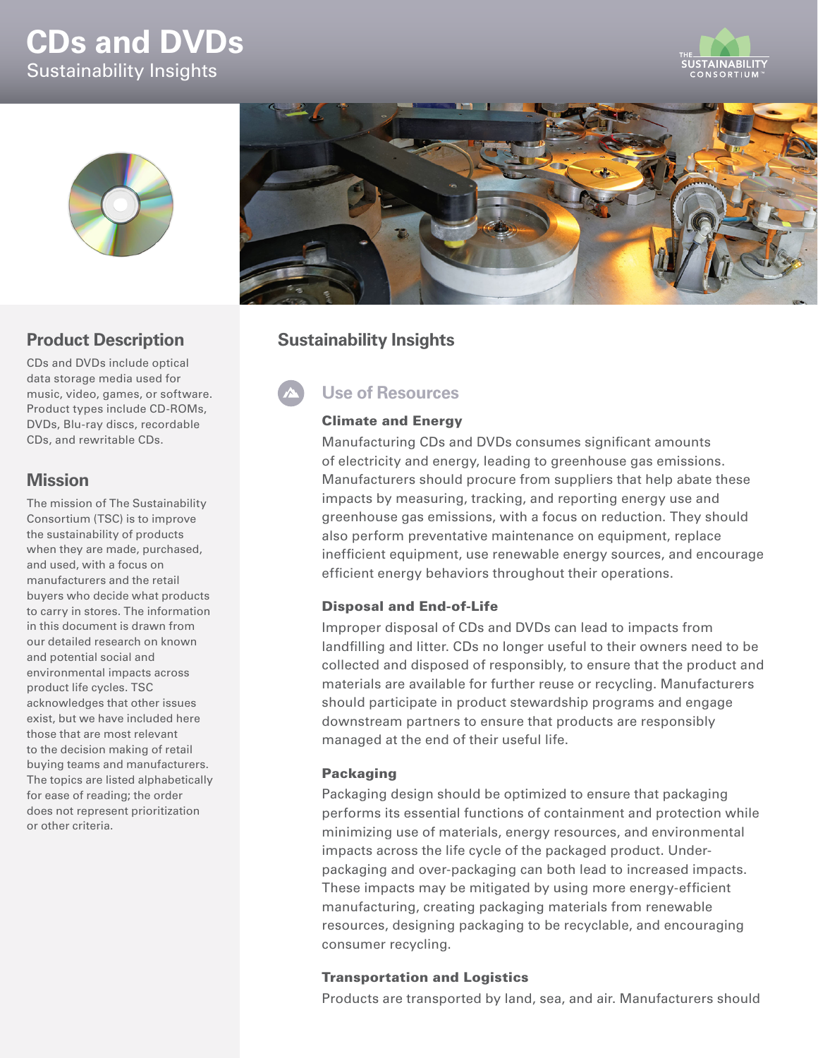# CDs and DVDs

Sustainability Insights

## Product Description

CDs and DVDs include optical data storage media used for music, video, games, or software. Product types include CD-ROMs, DVDs, Blu-ray discs, recordable CDs, and rewritable CDs.

## Mission

The mission of The Sustainability Consortium (TSC) is to improve the sustainability of products when they are made, purchased, and used, with a focus on manufacturers and the retail buyers who decide what products to carry in stores. The information in this document is drawn from our detailed research on known and potential social and environmental impacts across product life cycles. TSC acknowledges that other issues exist, but we have included here those that are most relevant to the decision making of retail buying teams and manufacturers. The topics are listed alphabetically for ease of reading; the order does not represent prioritization or other criteria.

## Sustainability Insights

### Use of Resources

#### Climate and Energy

Manufacturing CDs and DVDs consumes significant amounts of electricity and energy, leading to greenhouse gas emissions. Manufacturers should procure from suppliers that help abate these impacts by measuring, tracking, and reporting energy use and greenhouse gas emissions, with a focus on reduction. They should also perform preventative maintenance on equipment, replace inefficient equipment, use renewable energy sources, and encourage efficient energy behaviors throughout their operations.

#### Disposal and End-of-Life

Improper disposal of CDs and DVDs can lead to impacts from landfilling and litter. CDs no longer useful to their owners need to be collected and disposed of responsibly, to ensure that the product and materials are available for further reuse or recycling. Manufacturers should participate in product stewardship programs and engage downstream partners to ensure that products are responsibly managed at the end of their useful life.

#### Packaging

Packaging design should be optimized to ensure that packaging performs its essential functions of containment and protection while minimizing use of materials, energy resources, and environmental impacts across the life cycle of the packaged product. Under-packaging and over-packaging can both lead to increased impacts. These impacts may be mitigated by using more energy-efficient manufacturing, creating packaging materials from renewable resources, designing packaging to be recyclable, and encouraging consumer recycling.

#### Transportation and Logistics

Products are transported by land, sea, and air. Manufacturers should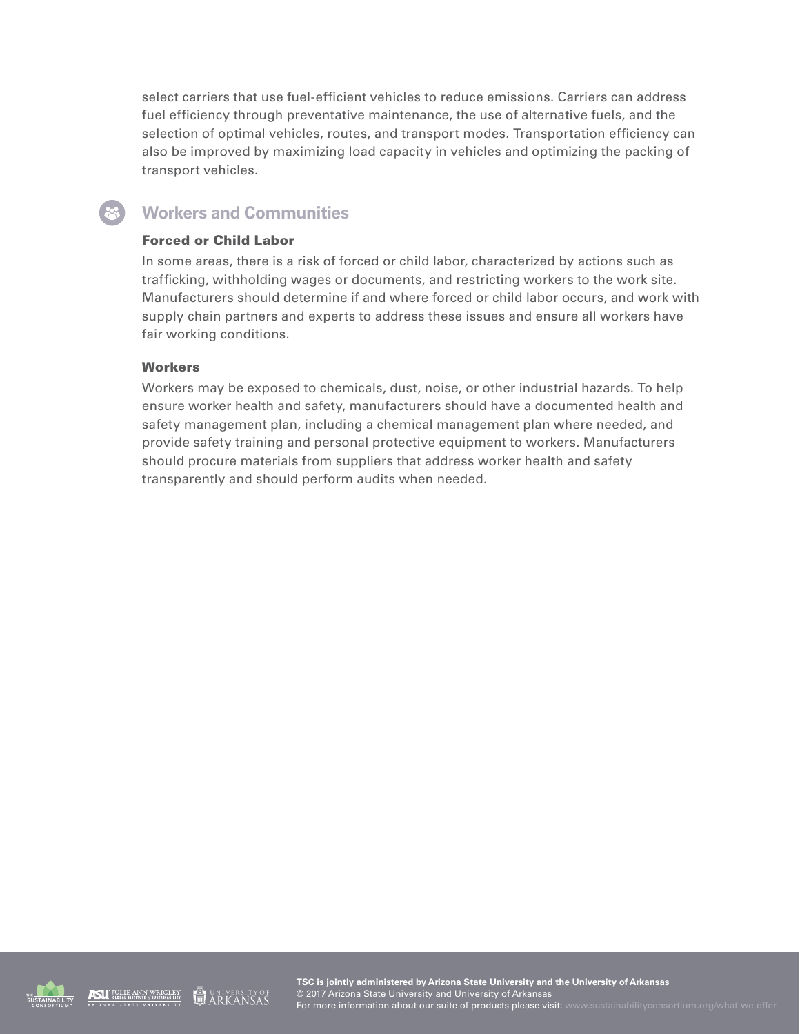select carriers that use fuel-efficient vehicles to reduce emissions. Carriers can address fuel efficiency through preventative maintenance, the use of alternative fuels, and the selection of optimal vehicles, routes, and transport modes. Transportation efficiency can also be improved by maximizing load capacity in vehicles and optimizing the packing of transport vehicles.

## Workers and Communities

### Forced or Child Labor

In some areas, there is a risk of forced or child labor, characterized by actions such as trafficking, withholding wages or documents, and restricting workers to the work site. Manufacturers should determine if and where forced or child labor occurs, and work with supply chain partners and experts to address these issues and ensure all workers have fair working conditions.

### Workers

Workers may be exposed to chemicals, dust, noise, or other industrial hazards. To help ensure worker health and safety, manufacturers should have a documented health and safety management plan, including a chemical management plan where needed, and provide safety training and personal protective equipment to workers. Manufacturers should procure materials from suppliers that address worker health and safety transparently and should perform audits when needed.